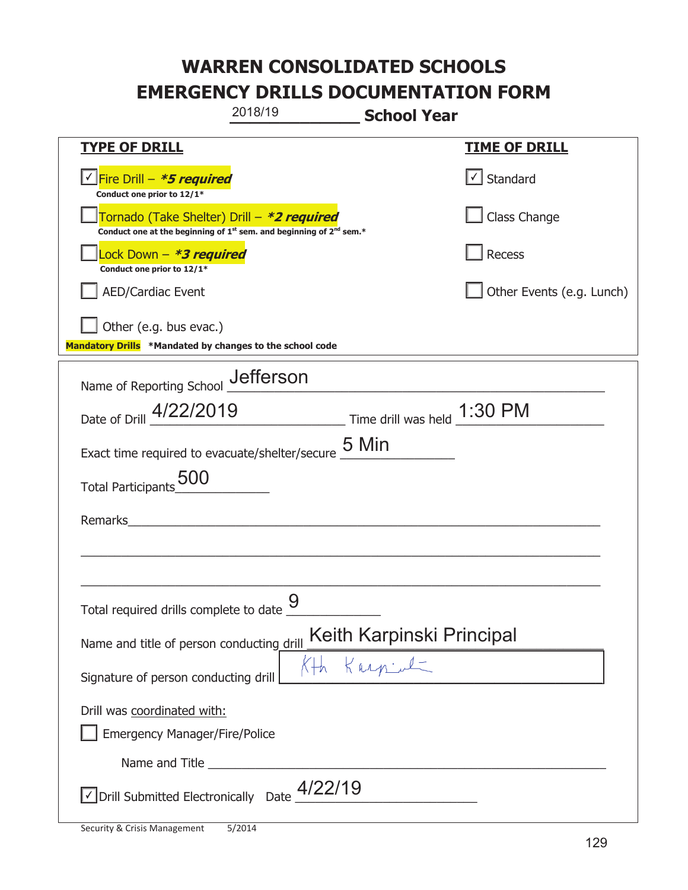# WARREN CONSOLIDATED SCHOOLS
# EMERGENCY DRILLS DOCUMENTATION FORM

2018/19 **School Year**

| TYPE OF DRILL | TIME OF DRILL |
|---|---|
| ☑ Fire Drill – ***5 required** <br> **Conduct one prior to 12/1*** | ☑ Standard |
| ☐ Tornado (Take Shelter) Drill – ***2 required** <br> **Conduct one at the beginning of 1st sem. and beginning of 2nd sem.*** | ☐ Class Change |
| ☐ Lock Down – ***3 required** <br> **Conduct one prior to 12/1*** | ☐ Recess |
| ☐ AED/Cardiac Event | ☐ Other Events (e.g. Lunch) |
| ☐ Other (e.g. bus evac.) | |

**Mandatory Drills** ***Mandated by changes to the school code**

Name of Reporting School: Jefferson

Date of Drill: 4/22/2019 Time drill was held: 1:30 PM

Exact time required to evacuate/shelter/secure: 5 Min

Total Participants: 500

Remarks: 

Total required drills complete to date: 9

Name and title of person conducting drill: Keith Karpinski Principal

Signature of person conducting drill: Kth Karpinski

Drill was coordinated with:

☐ Emergency Manager/Fire/Police

Name and Title: 

☑ Drill Submitted Electronically Date: 4/22/19

Security & Crisis Management 5/2014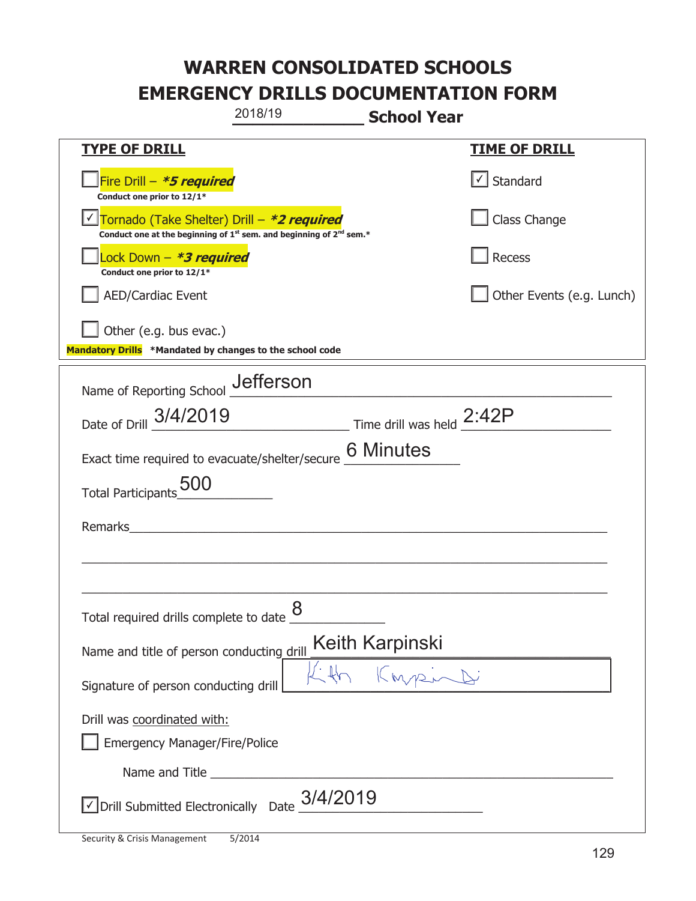# WARREN CONSOLIDATED SCHOOLS
# EMERGENCY DRILLS DOCUMENTATION FORM

2018/19 **School Year**

| **TYPE OF DRILL** | **TIME OF DRILL** |
|---|---|
| ☐ Fire Drill – ***5 required*** <br> **Conduct one prior to 12/1*** | ☑ Standard |
| ☑ Tornado (Take Shelter) Drill – ***2 required*** <br> **Conduct one at the beginning of 1st sem. and beginning of 2nd sem.*** | ☐ Class Change |
| ☐ Lock Down – ***3 required*** <br> **Conduct one prior to 12/1*** | ☐ Recess |
| ☐ AED/Cardiac Event | ☐ Other Events (e.g. Lunch) |
| ☐ Other (e.g. bus evac.) | |

**Mandatory Drills** ***Mandated by changes to the school code**

Name of Reporting School: Jefferson

Date of Drill: 3/4/2019 Time drill was held: 2:42P

Exact time required to evacuate/shelter/secure: 6 Minutes

Total Participants: 500

Remarks: ______________________________

Total required drills complete to date: 8

Name and title of person conducting drill: Keith Karpinski

Signature of person conducting drill: Keith Karpinski

Drill was coordinated with:

☐ Emergency Manager/Fire/Police

Name and Title ______________________________

☑ Drill Submitted Electronically Date: 3/4/2019

Security & Crisis Management 5/2014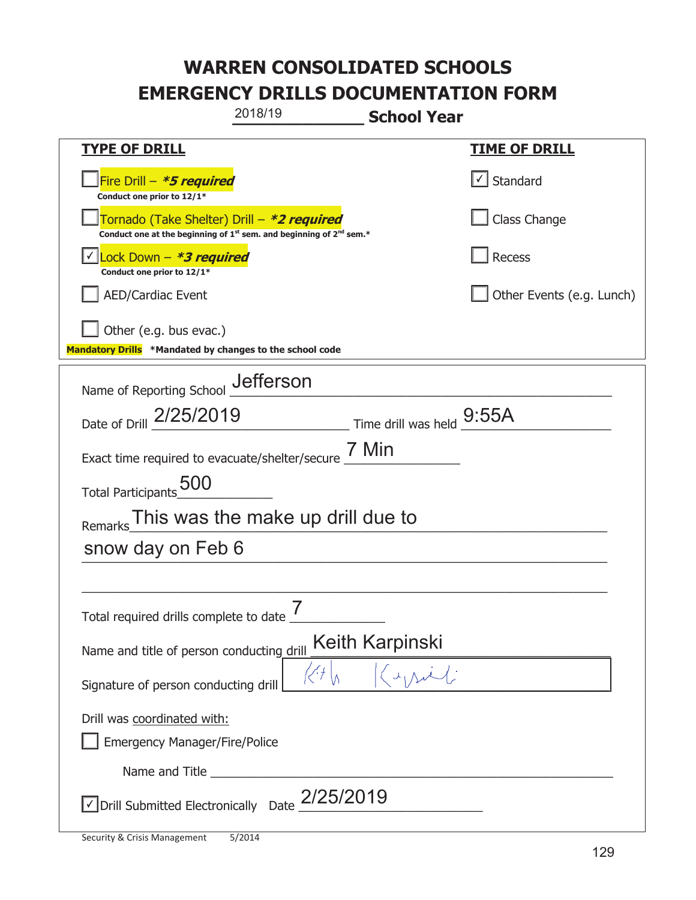# WARREN CONSOLIDATED SCHOOLS
# EMERGENCY DRILLS DOCUMENTATION FORM

2018/19 **School Year**

| **TYPE OF DRILL** | **TIME OF DRILL** |
|---|---|
| ☐ Fire Drill – ***5 required*** <br> **Conduct one prior to 12/1*** | ☑ Standard |
| ☐ Tornado (Take Shelter) Drill – ***2 required*** <br> **Conduct one at the beginning of 1st sem. and beginning of 2nd sem.*** | ☐ Class Change |
| ☑ Lock Down – ***3 required*** <br> **Conduct one prior to 12/1*** | ☐ Recess |
| ☐ AED/Cardiac Event | ☐ Other Events (e.g. Lunch) |
| ☐ Other (e.g. bus evac.) | |

**Mandatory Drills** ***Mandated by changes to the school code**

Name of Reporting School: Jefferson

Date of Drill: 2/25/2019 Time drill was held: 9:55A

Exact time required to evacuate/shelter/secure: 7 Min

Total Participants: 500

Remarks: This was the make up drill due to snow day on Feb 6

Total required drills complete to date: 7

Name and title of person conducting drill: Keith Karpinski

Signature of person conducting drill: Keith Karpinski

Drill was coordinated with:

☐ Emergency Manager/Fire/Police

Name and Title: ___

☑ Drill Submitted Electronically Date: 2/25/2019

Security & Crisis Management 5/2014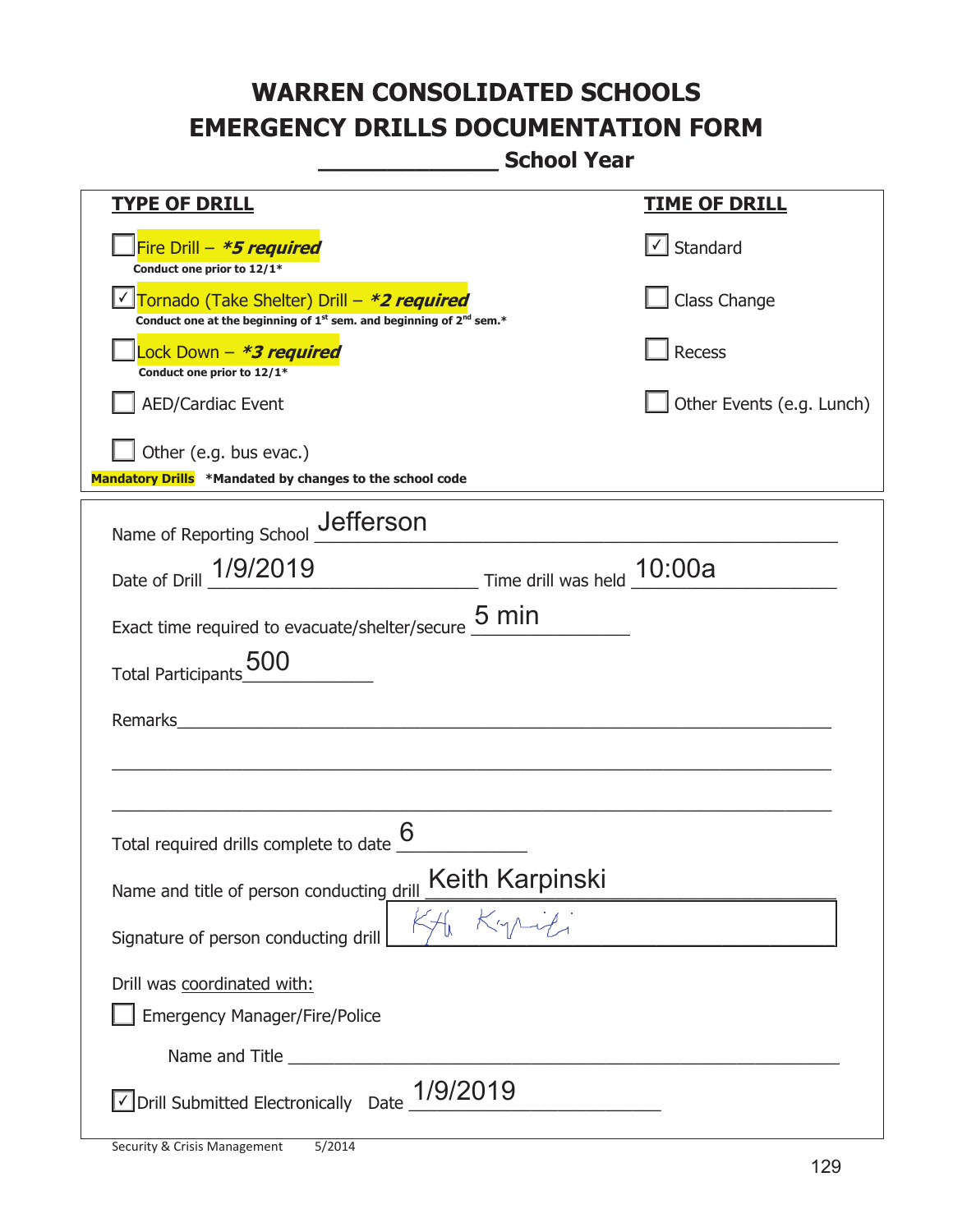# WARREN CONSOLIDATED SCHOOLS
# EMERGENCY DRILLS DOCUMENTATION FORM

**_____________ School Year**

| **TYPE OF DRILL** | **TIME OF DRILL** |
|---|---|
| ☐ Fire Drill – ***5 required*** <br> **Conduct one prior to 12/1*** | ☑ Standard |
| ☑ Tornado (Take Shelter) Drill – ***2 required*** <br> **Conduct one at the beginning of 1st sem. and beginning of 2nd sem.*** | ☐ Class Change |
| ☐ Lock Down – ***3 required*** <br> **Conduct one prior to 12/1*** | ☐ Recess |
| ☐ AED/Cardiac Event | ☐ Other Events (e.g. Lunch) |
| ☐ Other (e.g. bus evac.) | |

**Mandatory Drills** **\*Mandated by changes to the school code**

Name of Reporting School: Jefferson

Date of Drill: 1/9/2019 Time drill was held: 10:00a

Exact time required to evacuate/shelter/secure: 5 min

Total Participants: 500

Remarks: ______________________________________________

Total required drills complete to date: 6

Name and title of person conducting drill: Keith Karpinski

Signature of person conducting drill: *Keith Karpinski*

Drill was coordinated with:

☐ Emergency Manager/Fire/Police

Name and Title ______________________________________________

☑ Drill Submitted Electronically Date: 1/9/2019

Security & Crisis Management 5/2014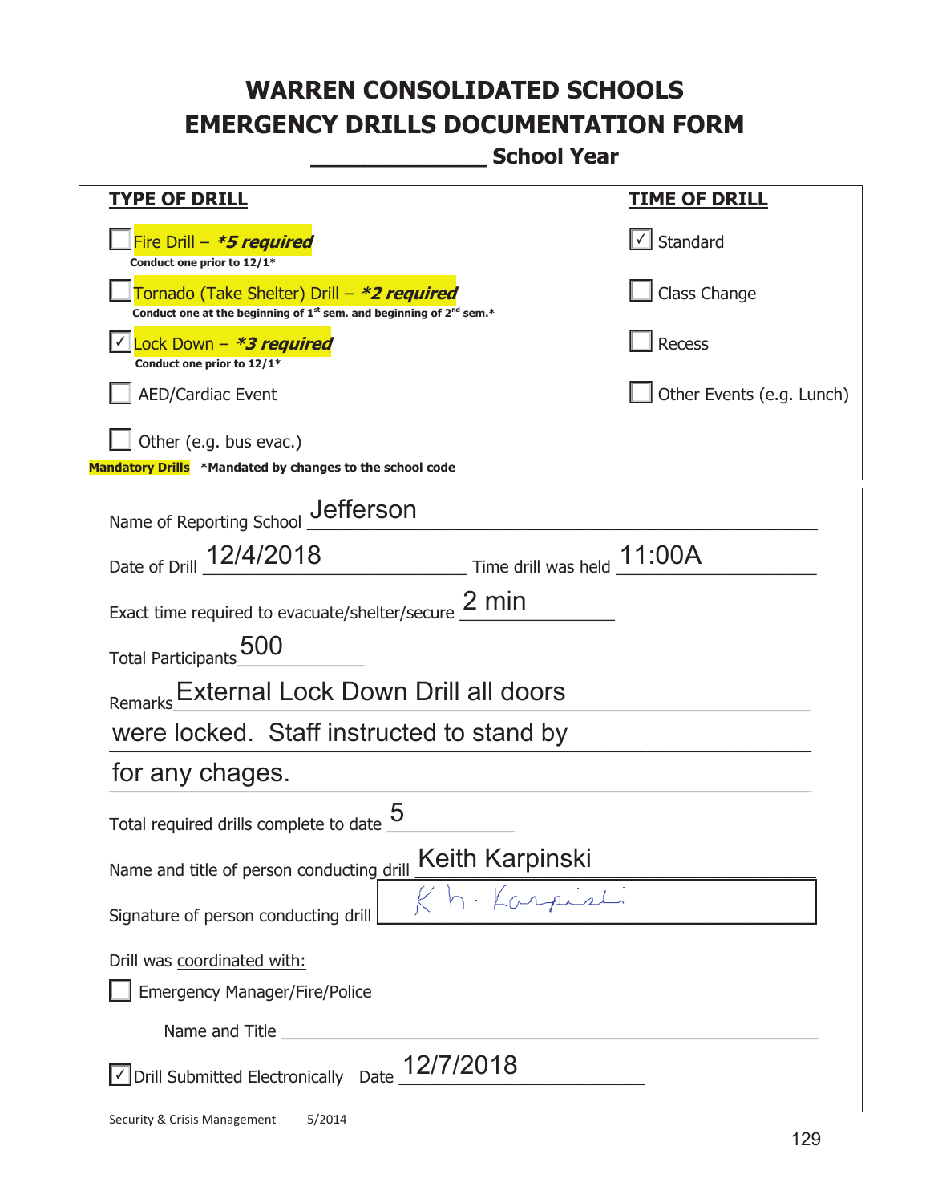# WARREN CONSOLIDATED SCHOOLS
# EMERGENCY DRILLS DOCUMENTATION FORM

_____________ **School Year**

| **TYPE OF DRILL** | **TIME OF DRILL** |
|---|---|
| ☐ Fire Drill – ***5 required*** <br> **Conduct one prior to 12/1*** | ☑ Standard |
| ☐ Tornado (Take Shelter) Drill – ***2 required*** <br> **Conduct one at the beginning of 1st sem. and beginning of 2nd sem.*** | ☐ Class Change |
| ☑ Lock Down – ***3 required*** <br> **Conduct one prior to 12/1*** | ☐ Recess |
| ☐ AED/Cardiac Event | ☐ Other Events (e.g. Lunch) |
| ☐ Other (e.g. bus evac.) | |

**Mandatory Drills** ***Mandated by changes to the school code**

Name of Reporting School: Jefferson

Date of Drill: 12/4/2018 Time drill was held: 11:00A

Exact time required to evacuate/shelter/secure: 2 min

Total Participants: 500

Remarks: External Lock Down Drill all doors were locked. Staff instructed to stand by for any chages.

Total required drills complete to date: 5

Name and title of person conducting drill: Keith Karpinski

Signature of person conducting drill: Kth. Karpinski

Drill was coordinated with:

☐ Emergency Manager/Fire/Police

Name and Title _______________________

☑ Drill Submitted Electronically Date: 12/7/2018

Security & Crisis Management 5/2014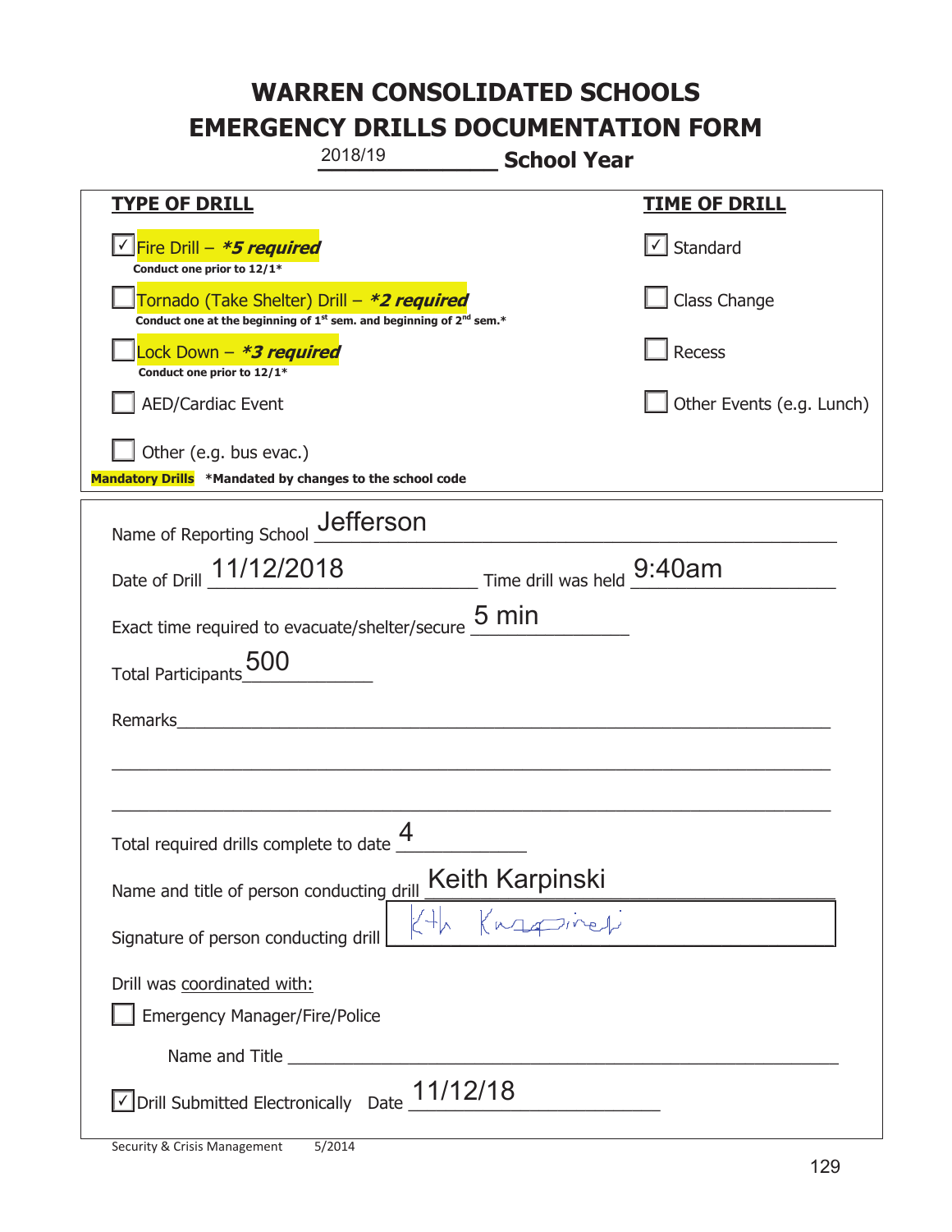# WARREN CONSOLIDATED SCHOOLS
# EMERGENCY DRILLS DOCUMENTATION FORM

2018/19 **School Year**

| **TYPE OF DRILL** | **TIME OF DRILL** |
|---|---|
| ☑ Fire Drill – ***5 required*** <br> **Conduct one prior to 12/1*** | ☑ Standard |
| ☐ Tornado (Take Shelter) Drill – ***2 required*** <br> **Conduct one at the beginning of 1st sem. and beginning of 2nd sem.*** | ☐ Class Change |
| ☐ Lock Down – ***3 required*** <br> **Conduct one prior to 12/1*** | ☐ Recess |
| ☐ AED/Cardiac Event | ☐ Other Events (e.g. Lunch) |
| ☐ Other (e.g. bus evac.) | |

**Mandatory Drills** **\*Mandated by changes to the school code**

Name of Reporting School: Jefferson

Date of Drill: 11/12/2018 Time drill was held: 9:40am

Exact time required to evacuate/shelter/secure: 5 min

Total Participants: 500

Remarks: ______________________________

Total required drills complete to date: 4

Name and title of person conducting drill: Keith Karpinski

Signature of person conducting drill: Keith Karpinski

Drill was coordinated with:

☐ Emergency Manager/Fire/Police

Name and Title: ______________________________

☑ Drill Submitted Electronically Date: 11/12/18

Security & Crisis Management 5/2014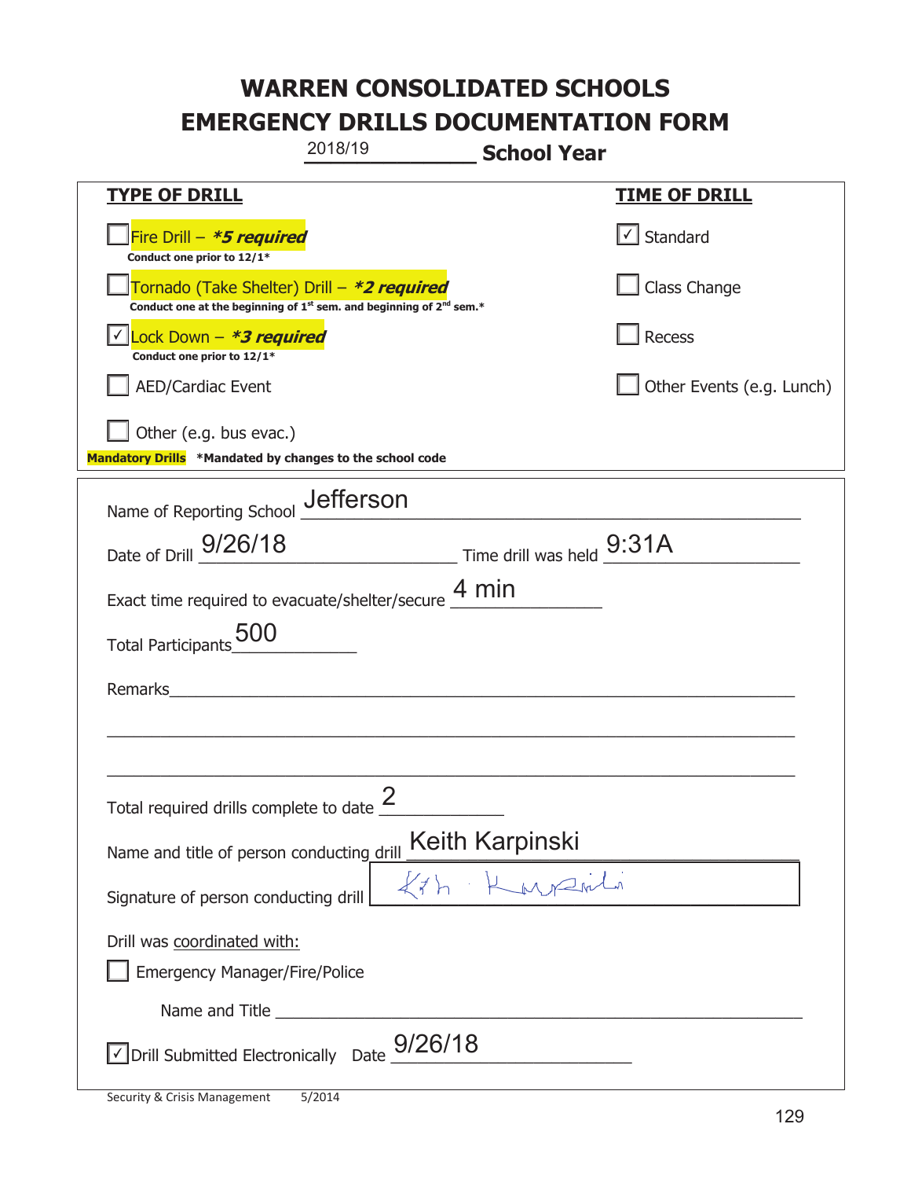# WARREN CONSOLIDATED SCHOOLS
# EMERGENCY DRILLS DOCUMENTATION FORM

2018/19 **School Year**

| **TYPE OF DRILL** | **TIME OF DRILL** |
|---|---|
| ☐ Fire Drill – ***5 required*** <br> Conduct one prior to 12/1* | ☑ Standard |
| ☐ Tornado (Take Shelter) Drill – ***2 required*** <br> Conduct one at the beginning of 1st sem. and beginning of 2nd sem.* | ☐ Class Change |
| ☑ Lock Down – ***3 required*** <br> Conduct one prior to 12/1* | ☐ Recess |
| ☐ AED/Cardiac Event | ☐ Other Events (e.g. Lunch) |
| ☐ Other (e.g. bus evac.) | |

**Mandatory Drills** *Mandated by changes to the school code

Name of Reporting School: Jefferson

Date of Drill: 9/26/18 Time drill was held: 9:31A

Exact time required to evacuate/shelter/secure: 4 min

Total Participants: 500

Remarks: ______

Total required drills complete to date: 2

Name and title of person conducting drill: Keith Karpinski

Signature of person conducting drill: [signature]

Drill was coordinated with:

☐ Emergency Manager/Fire/Police

Name and Title ______

☑ Drill Submitted Electronically Date: 9/26/18

Security & Crisis Management 5/2014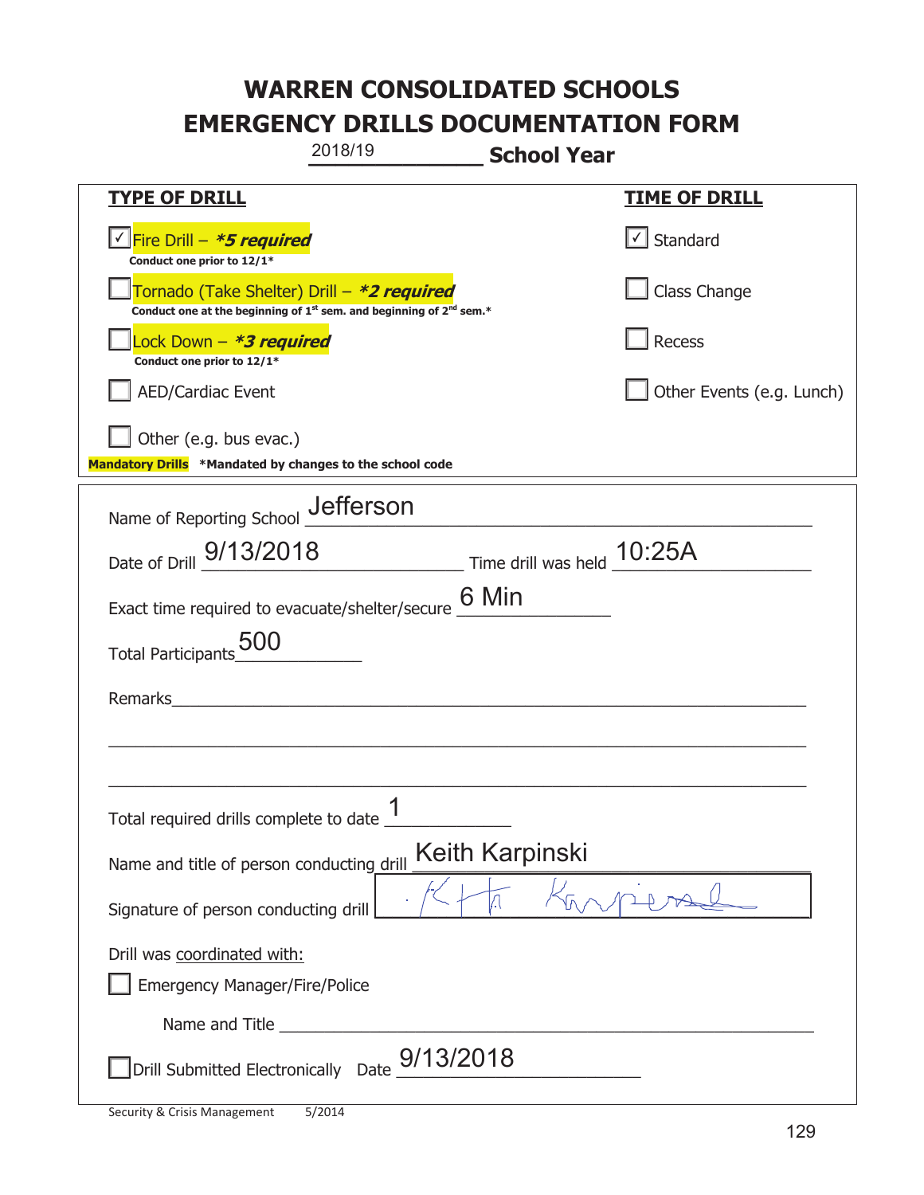# WARREN CONSOLIDATED SCHOOLS
# EMERGENCY DRILLS DOCUMENTATION FORM

2018/19 **School Year**

| **TYPE OF DRILL** | **TIME OF DRILL** |
|---|---|
| ☑ Fire Drill – ***5 required*** Conduct one prior to 12/1* | ☑ Standard |
| ☐ Tornado (Take Shelter) Drill – ***2 required*** Conduct one at the beginning of 1st sem. and beginning of 2nd sem.* | ☐ Class Change |
| ☐ Lock Down – ***3 required*** Conduct one prior to 12/1* | ☐ Recess |
| ☐ AED/Cardiac Event | ☐ Other Events (e.g. Lunch) |
| ☐ Other (e.g. bus evac.) | |

**Mandatory Drills** ***Mandated by changes to the school code**

Name of Reporting School: Jefferson

Date of Drill: 9/13/2018 Time drill was held: 10:25A

Exact time required to evacuate/shelter/secure: 6 Min

Total Participants: 500

Remarks: ______________________

Total required drills complete to date: 1

Name and title of person conducting drill: Keith Karpinski

Signature of person conducting drill: [signature]

Drill was coordinated with:

☐ Emergency Manager/Fire/Police

Name and Title ______________________

☐ Drill Submitted Electronically Date: 9/13/2018

Security & Crisis Management 5/2014